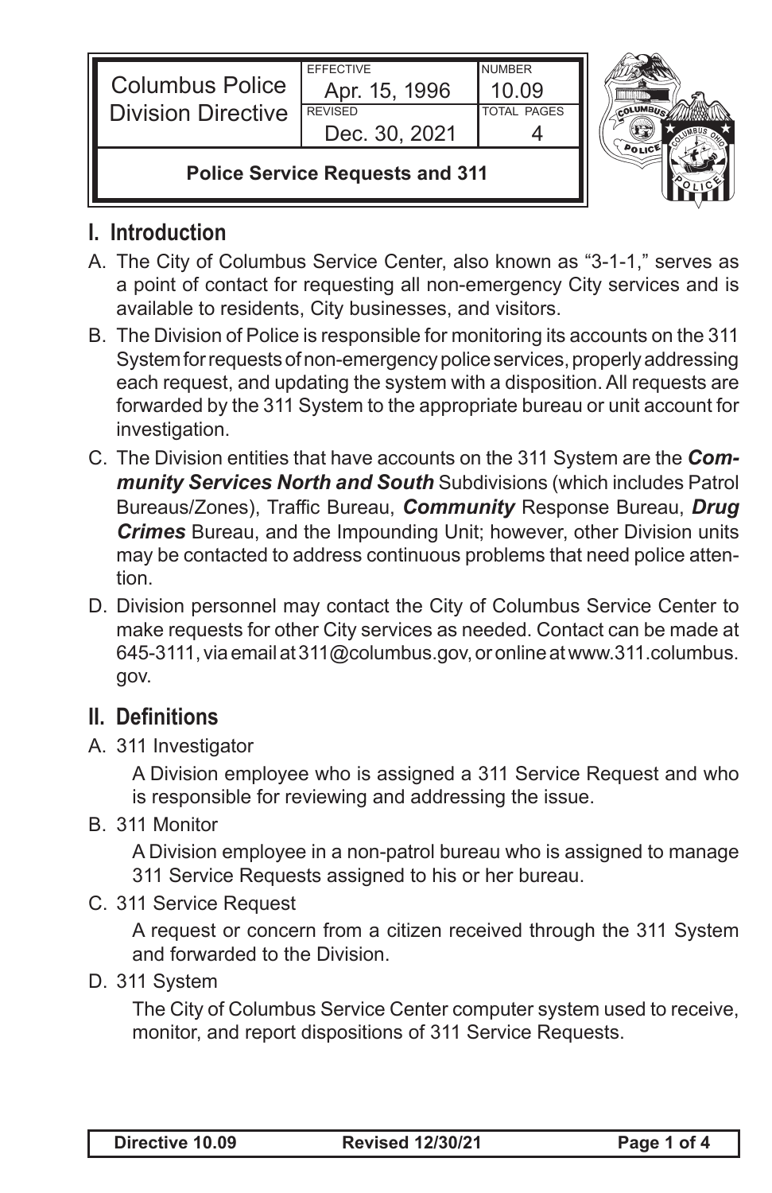| Columbus Police Division Directive | EFFECTIVE Apr. 15, 1996 | NUMBER 10.09 |
|---|---|---|
| | REVISED Dec. 30, 2021 | TOTAL PAGES 4 |

**Police Service Requests and 311**

## I. Introduction

A. The City of Columbus Service Center, also known as "3-1-1," serves as a point of contact for requesting all non-emergency City services and is available to residents, City businesses, and visitors.

B. The Division of Police is responsible for monitoring its accounts on the 311 System for requests of non-emergency police services, properly addressing each request, and updating the system with a disposition. All requests are forwarded by the 311 System to the appropriate bureau or unit account for investigation.

C. The Division entities that have accounts on the 311 System are the ***Community Services North and South*** Subdivisions (which includes Patrol Bureaus/Zones), Traffic Bureau, ***Community*** Response Bureau, ***Drug Crimes*** Bureau, and the Impounding Unit; however, other Division units may be contacted to address continuous problems that need police attention.

D. Division personnel may contact the City of Columbus Service Center to make requests for other City services as needed. Contact can be made at 645-3111, via email at 311@columbus.gov, or online at www.311.columbus.gov.

## II. Definitions

A. 311 Investigator

A Division employee who is assigned a 311 Service Request and who is responsible for reviewing and addressing the issue.

B. 311 Monitor

A Division employee in a non-patrol bureau who is assigned to manage 311 Service Requests assigned to his or her bureau.

C. 311 Service Request

A request or concern from a citizen received through the 311 System and forwarded to the Division.

D. 311 System

The City of Columbus Service Center computer system used to receive, monitor, and report dispositions of 311 Service Requests.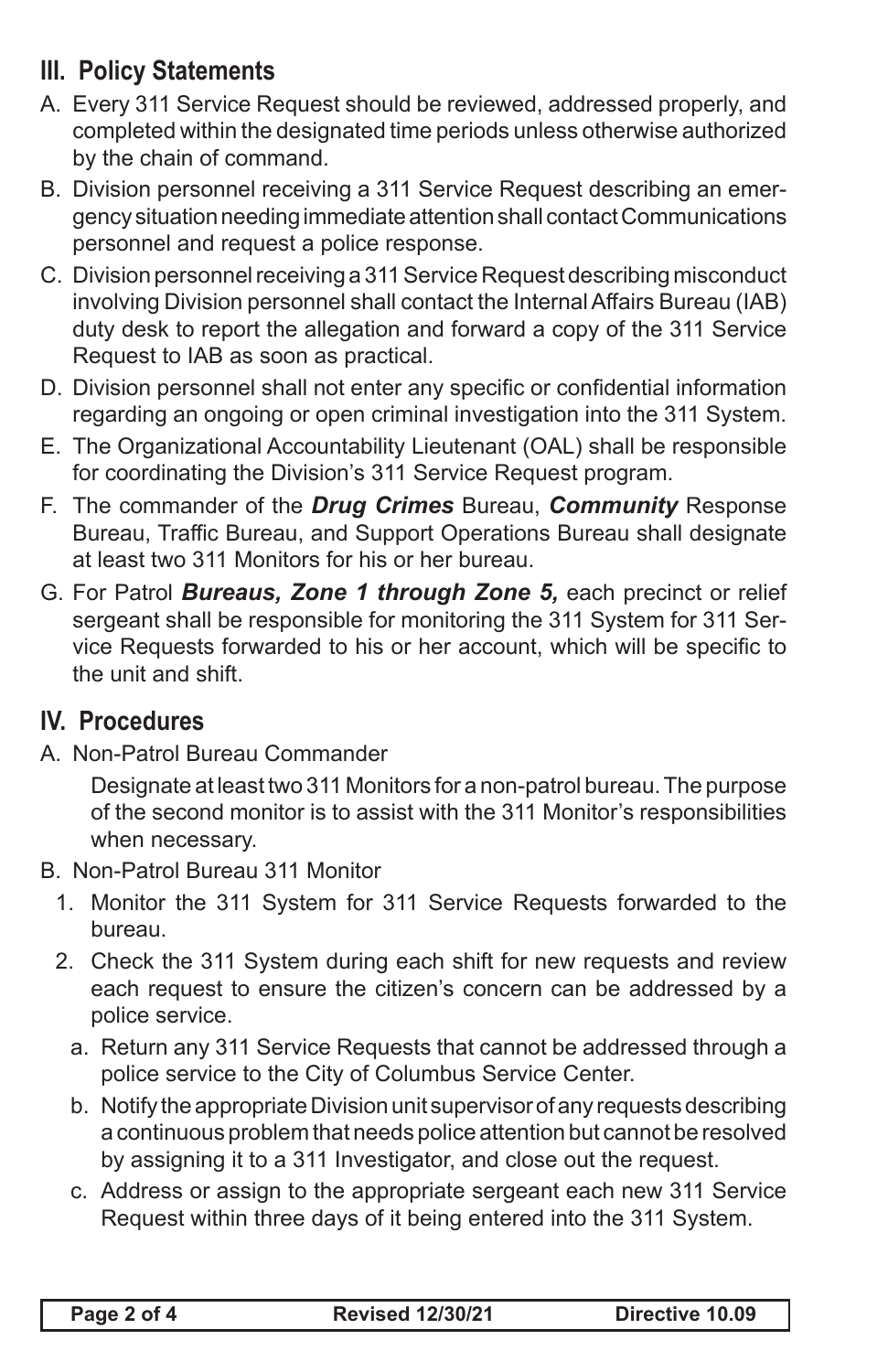## III. Policy Statements

A. Every 311 Service Request should be reviewed, addressed properly, and completed within the designated time periods unless otherwise authorized by the chain of command.

B. Division personnel receiving a 311 Service Request describing an emergency situation needing immediate attention shall contact Communications personnel and request a police response.

C. Division personnel receiving a 311 Service Request describing misconduct involving Division personnel shall contact the Internal Affairs Bureau (IAB) duty desk to report the allegation and forward a copy of the 311 Service Request to IAB as soon as practical.

D. Division personnel shall not enter any specific or confidential information regarding an ongoing or open criminal investigation into the 311 System.

E. The Organizational Accountability Lieutenant (OAL) shall be responsible for coordinating the Division's 311 Service Request program.

F. The commander of the ***Drug Crimes*** Bureau, ***Community*** Response Bureau, Traffic Bureau, and Support Operations Bureau shall designate at least two 311 Monitors for his or her bureau.

G. For Patrol ***Bureaus, Zone 1 through Zone 5,*** each precinct or relief sergeant shall be responsible for monitoring the 311 System for 311 Service Requests forwarded to his or her account, which will be specific to the unit and shift.

## IV. Procedures

A. Non-Patrol Bureau Commander

Designate at least two 311 Monitors for a non-patrol bureau. The purpose of the second monitor is to assist with the 311 Monitor's responsibilities when necessary.

B. Non-Patrol Bureau 311 Monitor

1. Monitor the 311 System for 311 Service Requests forwarded to the bureau.
2. Check the 311 System during each shift for new requests and review each request to ensure the citizen's concern can be addressed by a police service.
   a. Return any 311 Service Requests that cannot be addressed through a police service to the City of Columbus Service Center.
   b. Notify the appropriate Division unit supervisor of any requests describing a continuous problem that needs police attention but cannot be resolved by assigning it to a 311 Investigator, and close out the request.
   c. Address or assign to the appropriate sergeant each new 311 Service Request within three days of it being entered into the 311 System.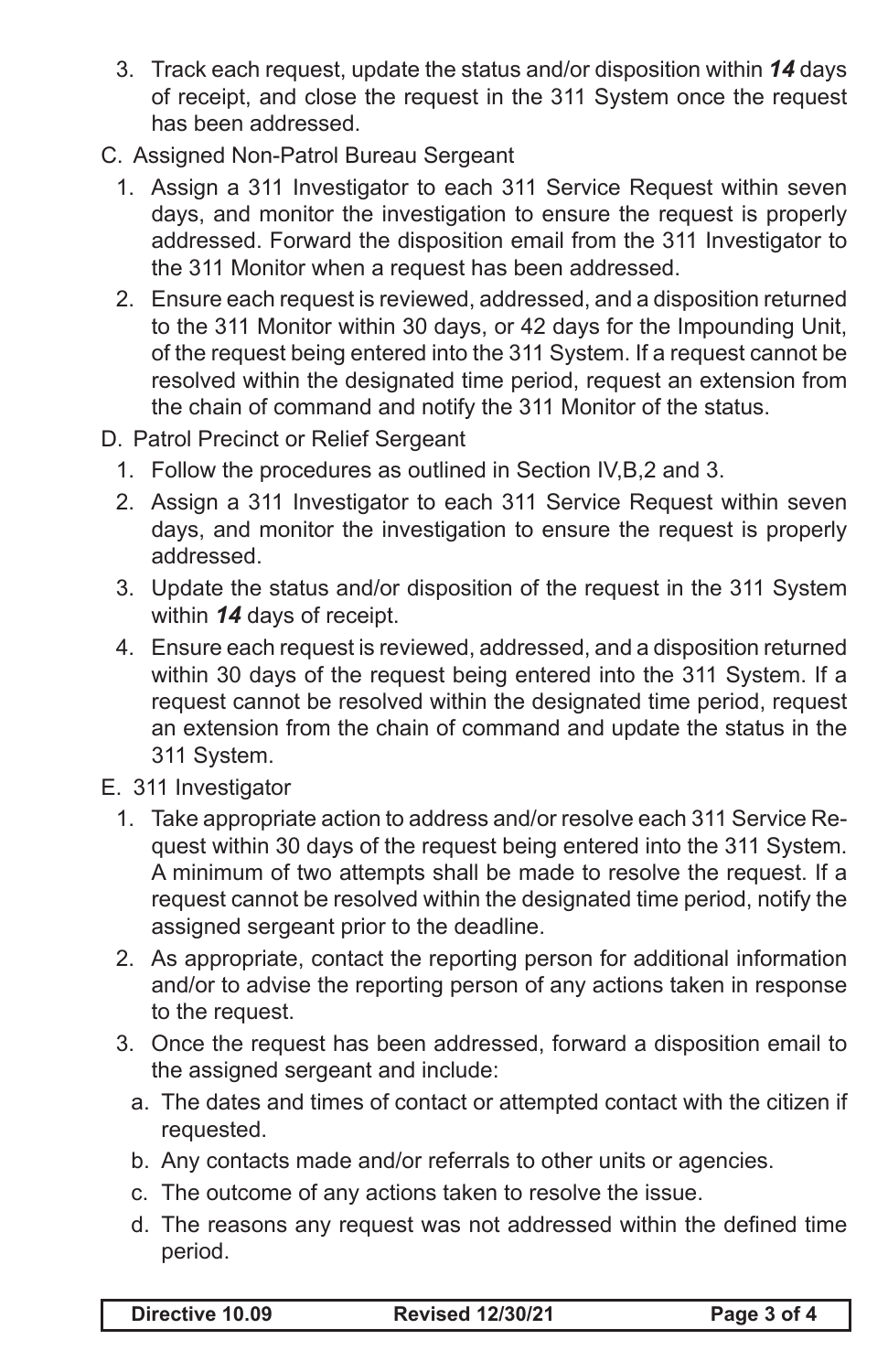3. Track each request, update the status and/or disposition within ***14*** days of receipt, and close the request in the 311 System once the request has been addressed.

C. Assigned Non-Patrol Bureau Sergeant

1. Assign a 311 Investigator to each 311 Service Request within seven days, and monitor the investigation to ensure the request is properly addressed. Forward the disposition email from the 311 Investigator to the 311 Monitor when a request has been addressed.
2. Ensure each request is reviewed, addressed, and a disposition returned to the 311 Monitor within 30 days, or 42 days for the Impounding Unit, of the request being entered into the 311 System. If a request cannot be resolved within the designated time period, request an extension from the chain of command and notify the 311 Monitor of the status.

D. Patrol Precinct or Relief Sergeant

1. Follow the procedures as outlined in Section IV,B,2 and 3.
2. Assign a 311 Investigator to each 311 Service Request within seven days, and monitor the investigation to ensure the request is properly addressed.
3. Update the status and/or disposition of the request in the 311 System within ***14*** days of receipt.
4. Ensure each request is reviewed, addressed, and a disposition returned within 30 days of the request being entered into the 311 System. If a request cannot be resolved within the designated time period, request an extension from the chain of command and update the status in the 311 System.

E. 311 Investigator

1. Take appropriate action to address and/or resolve each 311 Service Request within 30 days of the request being entered into the 311 System. A minimum of two attempts shall be made to resolve the request. If a request cannot be resolved within the designated time period, notify the assigned sergeant prior to the deadline.
2. As appropriate, contact the reporting person for additional information and/or to advise the reporting person of any actions taken in response to the request.
3. Once the request has been addressed, forward a disposition email to the assigned sergeant and include:
   a. The dates and times of contact or attempted contact with the citizen if requested.
   b. Any contacts made and/or referrals to other units or agencies.
   c. The outcome of any actions taken to resolve the issue.
   d. The reasons any request was not addressed within the defined time period.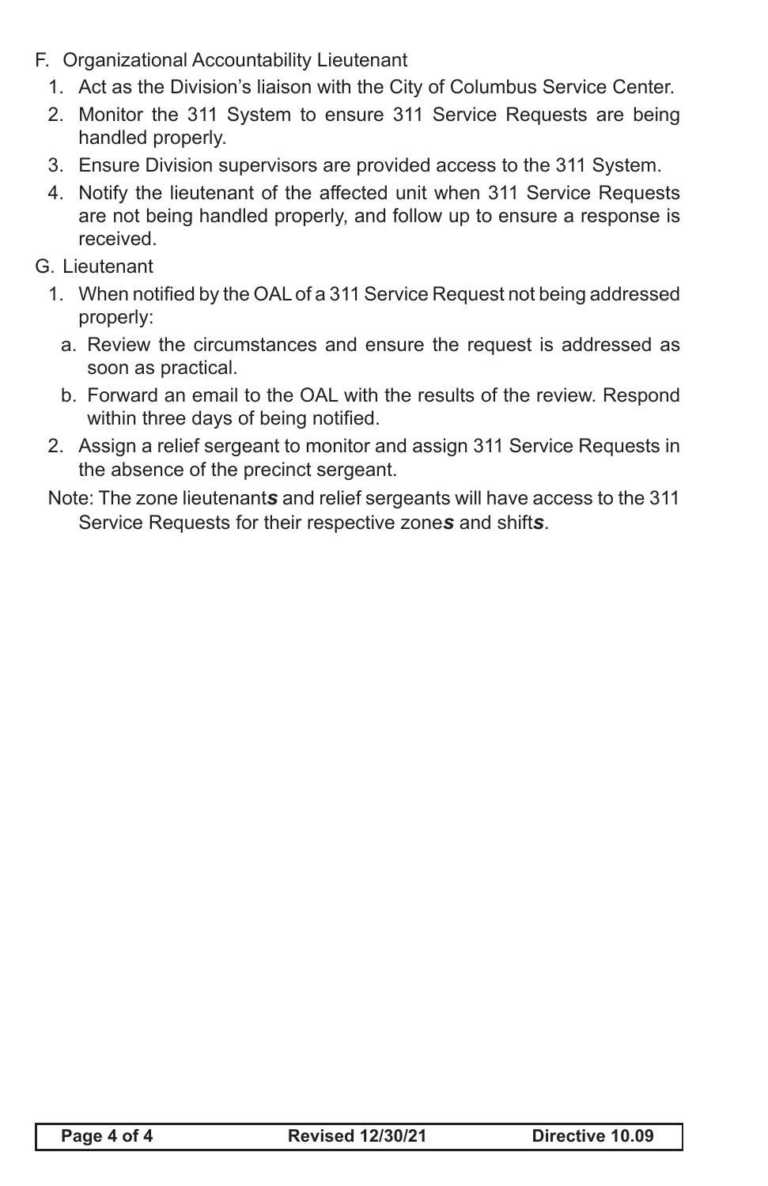F. Organizational Accountability Lieutenant

1. Act as the Division's liaison with the City of Columbus Service Center.
2. Monitor the 311 System to ensure 311 Service Requests are being handled properly.
3. Ensure Division supervisors are provided access to the 311 System.
4. Notify the lieutenant of the affected unit when 311 Service Requests are not being handled properly, and follow up to ensure a response is received.

G. Lieutenant

1. When notified by the OAL of a 311 Service Request not being addressed properly:
   a. Review the circumstances and ensure the request is addressed as soon as practical.
   b. Forward an email to the OAL with the results of the review. Respond within three days of being notified.
2. Assign a relief sergeant to monitor and assign 311 Service Requests in the absence of the precinct sergeant.

Note: The zone lieutenant***s*** and relief sergeants will have access to the 311 Service Requests for their respective zone***s*** and shift***s***.